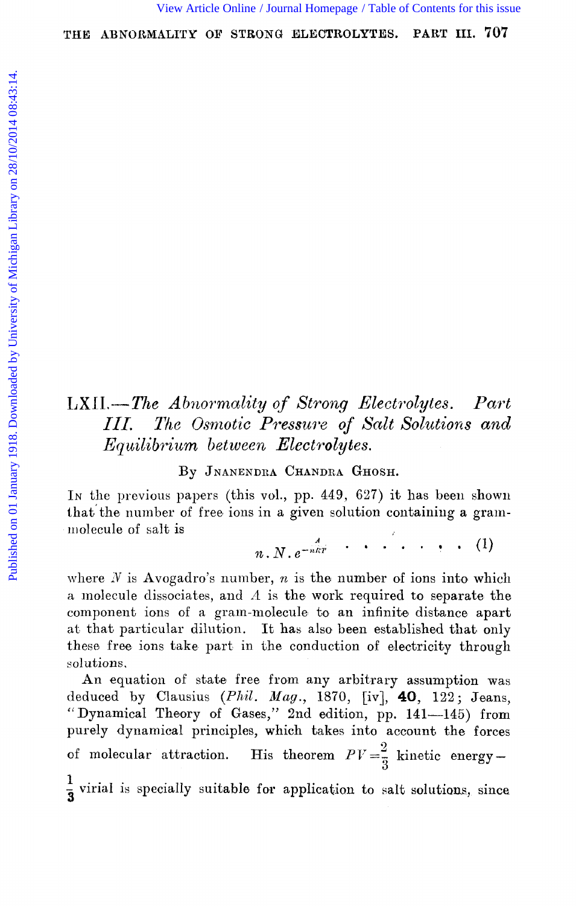# LXII.—*The Abnormality of Strong Electrolytes. Part III. The Osmotic Pressure of Salt Solutions and Equilibrium between Electrolytes.*

By Jnanendra Chandra Ghosh.

In the previous papers (this vol., pp. 449, 627) it has been shown that the number of free ions in a given solution containing a gram-molecule of salt is

$$n \, . \, N \, . \, e^{-\frac{A}{nRT}} \quad . \quad . \quad . \quad . \quad . \quad . \quad . \quad . \quad (1)$$

where $N$ is Avogadro's number, $n$ is the number of ions into which a molecule dissociates, and $A$ is the work required to separate the component ions of a gram-molecule to an infinite distance apart at that particular dilution. It has also been established that only these free ions take part in the conduction of electricity through solutions.

An equation of state free from any arbitrary assumption was deduced by Clausius (*Phil. Mag.*, 1870, [iv], **40**, 122; Jeans, "Dynamical Theory of Gases," 2nd edition, pp. 141—145) from purely dynamical principles, which takes into account the forces of molecular attraction. His theorem $PV = \frac{2}{3}$ kinetic energy $-$ $\frac{1}{3}$ virial is specially suitable for application to salt solutions, since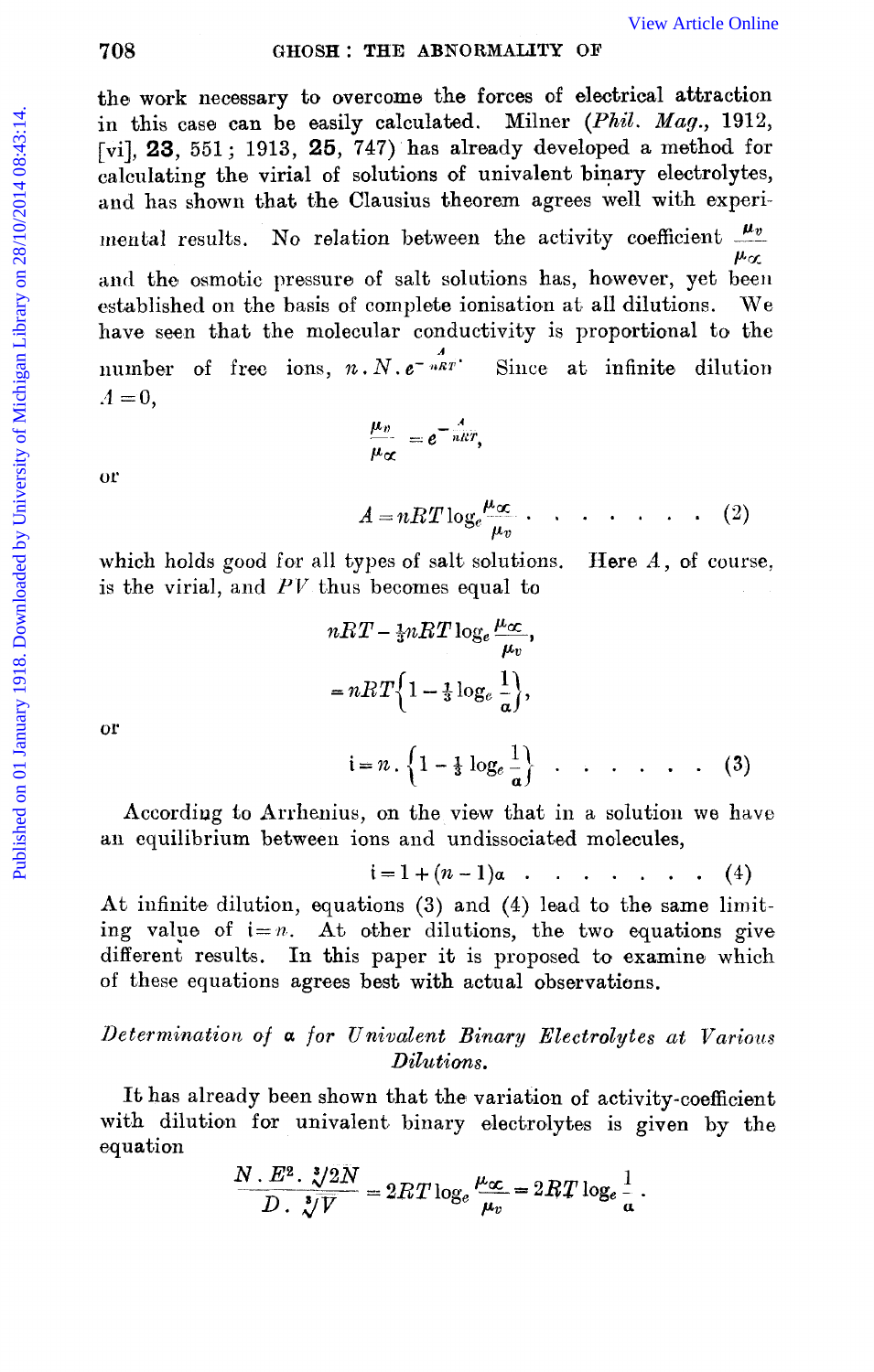the work necessary to overcome the forces of electrical attraction in this case can be easily calculated. Milner (*Phil. Mag.*, 1912, [vi], **23**, 551; 1913, **25**, 747) has already developed a method for calculating the virial of solutions of univalent binary electrolytes, and has shown that the Clausius theorem agrees well with experimental results. No relation between the activity coefficient $\frac{\mu_v}{\mu_\infty}$ and the osmotic pressure of salt solutions has, however, yet been established on the basis of complete ionisation at all dilutions. We have seen that the molecular conductivity is proportional to the number of free ions, $n . N . e^{-\frac{A}{nRT}}$. Since at infinite dilution $A = 0$,

$$\frac{\mu_v}{\mu_\infty} = e^{-\frac{A}{nRT}},$$

or

$$A = nRT \log_e \frac{\mu_\infty}{\mu_v} \quad . \quad . \quad . \quad . \quad . \quad . \quad . \quad (2)$$

which holds good for all types of salt solutions. Here $A$, of course, is the virial, and $PV$ thus becomes equal to

$$nRT - \tfrac{1}{3}nRT \log_e \frac{\mu_\infty}{\mu_v},$$

$$= nRT\left\{1 - \tfrac{1}{3}\log_e \frac{1}{a}\right\},$$

or

$$i = n . \left\{1 - \tfrac{1}{3}\log_e \frac{1}{a}\right\} \quad . \quad . \quad . \quad . \quad . \quad . \quad (3)$$

According to Arrhenius, on the view that in a solution we have an equilibrium between ions and undissociated molecules,

$$i = 1 + (n - 1)a \quad . \quad . \quad . \quad . \quad . \quad . \quad . \quad (4)$$

At infinite dilution, equations (3) and (4) lead to the same limiting value of $i = n$. At other dilutions, the two equations give different results. In this paper it is proposed to examine which of these equations agrees best with actual observations.

### *Determination of a for Univalent Binary Electrolytes at Various Dilutions.*

It has already been shown that the variation of activity-coefficient with dilution for univalent binary electrolytes is given by the equation

$$\frac{N . E^2 . \sqrt[3]{2N}}{D . \sqrt[3]{V}} = 2RT \log_e \frac{\mu_\infty}{\mu_v} = 2RT \log_e \frac{1}{a} .$$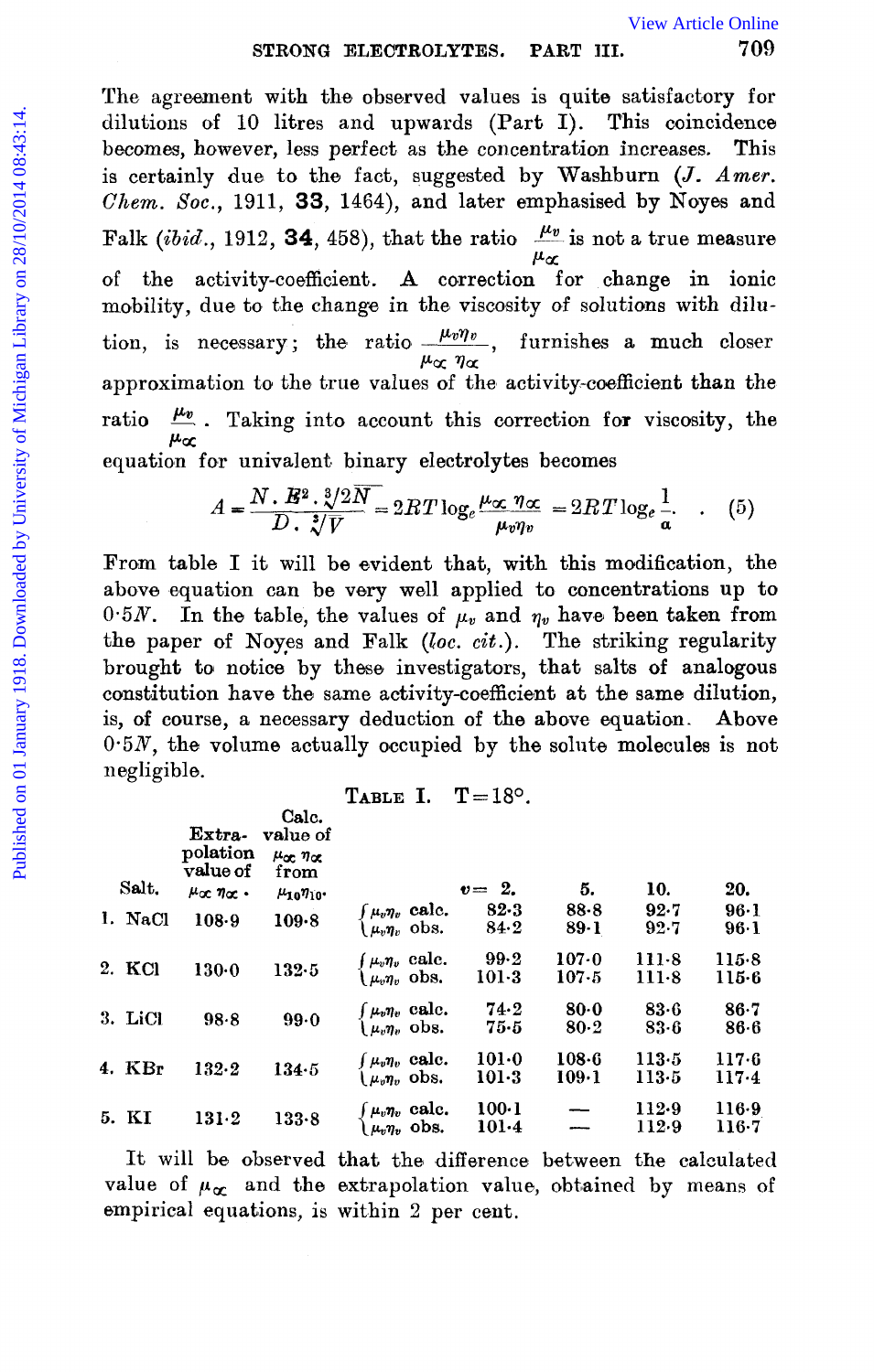The agreement with the observed values is quite satisfactory for dilutions of 10 litres and upwards (Part I). This coincidence becomes, however, less perfect as the concentration increases. This is certainly due to the fact, suggested by Washburn (*J. Amer. Chem. Soc.*, 1911, **33**, 1464), and later emphasised by Noyes and Falk (*ibid.*, 1912, **34**, 458), that the ratio $\frac{\mu_v}{\mu_\infty}$ is not a true measure of the activity-coefficient. A correction for change in ionic mobility, due to the change in the viscosity of solutions with dilution, is necessary; the ratio $\frac{\mu_v \eta_v}{\mu_\infty \eta_\infty}$, furnishes a much closer approximation to the true values of the activity-coefficient than the ratio $\frac{\mu_v}{\mu_\infty}$. Taking into account this correction for viscosity, the equation for univalent binary electrolytes becomes

$$A = \frac{N . E^2 . \sqrt[3]{2N}}{D . \sqrt[3]{V}} = 2RT \log_e \frac{\mu_\infty \eta_\infty}{\mu_v \eta_v} = 2RT \log_e \frac{1}{\alpha}. \quad (5)$$

From table I it will be evident that, with this modification, the above equation can be very well applied to concentrations up to $0{\cdot}5N$. In the table, the values of $\mu_v$ and $\eta_v$ have been taken from the paper of Noyes and Falk (*loc. cit.*). The striking regularity brought to notice by these investigators, that salts of analogous constitution have the same activity-coefficient at the same dilution, is, of course, a necessary deduction of the above equation. Above $0{\cdot}5N$, the volume actually occupied by the solute molecules is not negligible.

TABLE I. T = 18°.

| Salt. | Extrapolation value of $\mu_\infty \eta_\infty$. | Calc. value of $\mu_\infty \eta_\infty$ from $\mu_{10}\eta_{10}$. | | $v =$ 2. | 5. | 10. | 20. |
|---|---|---|---|---|---|---|---|
| 1. NaCl | 108·9 | 109·8 | $\mu_v \eta_v$ calc. | 82·3 | 88·8 | 92·7 | 96·1 |
| | | | $\mu_v \eta_v$ obs. | 84·2 | 89·1 | 92·7 | 96·1 |
| 2. KCl | 130·0 | 132·5 | $\mu_v \eta_v$ calc. | 99·2 | 107·0 | 111·8 | 115·8 |
| | | | $\mu_v \eta_v$ obs. | 101·3 | 107·5 | 111·8 | 115·6 |
| 3. LiCl | 98·8 | 99·0 | $\mu_v \eta_v$ calc. | 74·2 | 80·0 | 83·6 | 86·7 |
| | | | $\mu_v \eta_v$ obs. | 75·5 | 80·2 | 83·6 | 86·6 |
| 4. KBr | 132·2 | 134·5 | $\mu_v \eta_v$ calc. | 101·0 | 108·6 | 113·5 | 117·6 |
| | | | $\mu_v \eta_v$ obs. | 101·3 | 109·1 | 113·5 | 117·4 |
| 5. KI | 131·2 | 133·8 | $\mu_v \eta_v$ calc. | 100·1 | — | 112·9 | 116·9 |
| | | | $\mu_v \eta_v$ obs. | 101·4 | — | 112·9 | 116·7 |

It will be observed that the difference between the calculated value of $\mu_\infty$ and the extrapolation value, obtained by means of empirical equations, is within 2 per cent.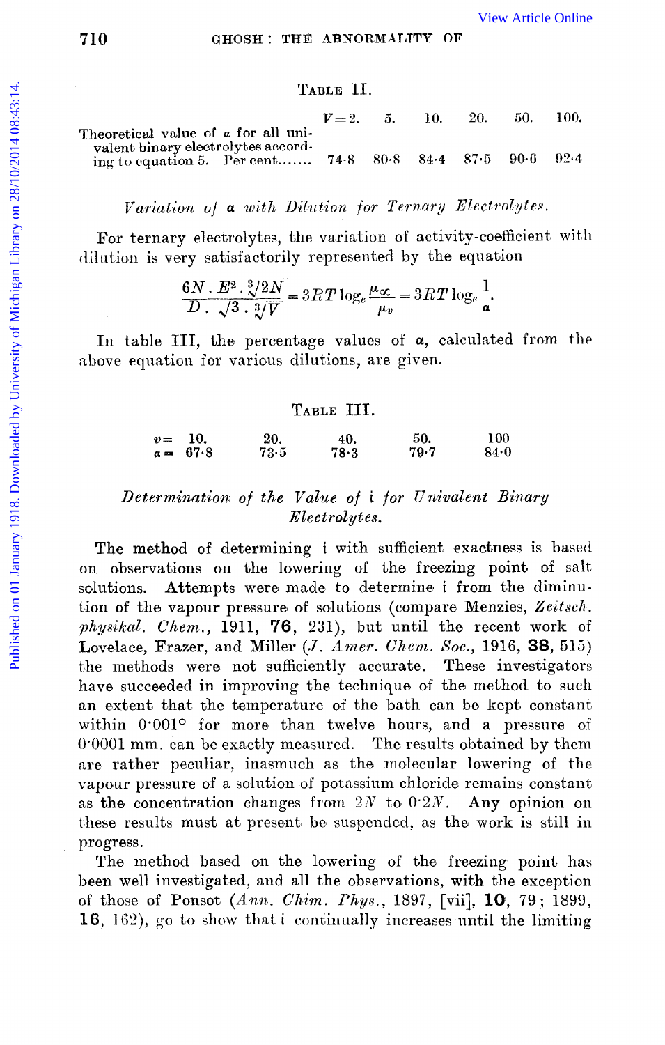TABLE II.

| | $V=2$. | 5. | 10. | 20. | 50. | 100. |
|---|---|---|---|---|---|---|
| Theoretical value of $\alpha$ for all univalent binary electrolytes according to equation 5. Per cent....... | 74·8 | 80·8 | 84·4 | 87·5 | 90·6 | 92·4 |

*Variation of $\alpha$ with Dilution for Ternary Electrolytes.*

For ternary electrolytes, the variation of activity-coefficient with dilution is very satisfactorily represented by the equation

$$\frac{6N \cdot E^2 \cdot \sqrt[3]{2N}}{D \cdot \sqrt{3} \cdot \sqrt[3]{V}} = 3RT \log_e \frac{\mu_\infty}{\mu_v} = 3RT \log_e \frac{1}{\alpha}.$$

In table III, the percentage values of $\alpha$, calculated from the above equation for various dilutions, are given.

TABLE III.

| $v=$ | 10. | 20. | 40. | 50. | 100 |
|---|---|---|---|---|---|
| $\alpha=$ | 67·8 | 73·5 | 78·3 | 79·7 | 84·0 |

*Determination of the Value of i for Univalent Binary Electrolytes.*

The method of determining i with sufficient exactness is based on observations on the lowering of the freezing point of salt solutions. Attempts were made to determine i from the diminution of the vapour pressure of solutions (compare Menzies, *Zeitsch. physikal. Chem.*, 1911, **76**, 231), but until the recent work of Lovelace, Frazer, and Miller (*J. Amer. Chem. Soc.*, 1916, **38**, 515) the methods were not sufficiently accurate. These investigators have succeeded in improving the technique of the method to such an extent that the temperature of the bath can be kept constant within 0·001° for more than twelve hours, and a pressure of 0·0001 mm. can be exactly measured. The results obtained by them are rather peculiar, inasmuch as the molecular lowering of the vapour pressure of a solution of potassium chloride remains constant as the concentration changes from $2N$ to $0{\cdot}2N$. Any opinion on these results must at present be suspended, as the work is still in progress.

The method based on the lowering of the freezing point has been well investigated, and all the observations, with the exception of those of Ponsot (*Ann. Chim. Phys.*, 1897, [vii], **10**, 79; 1899, **16**, 162), go to show that i continually increases until the limiting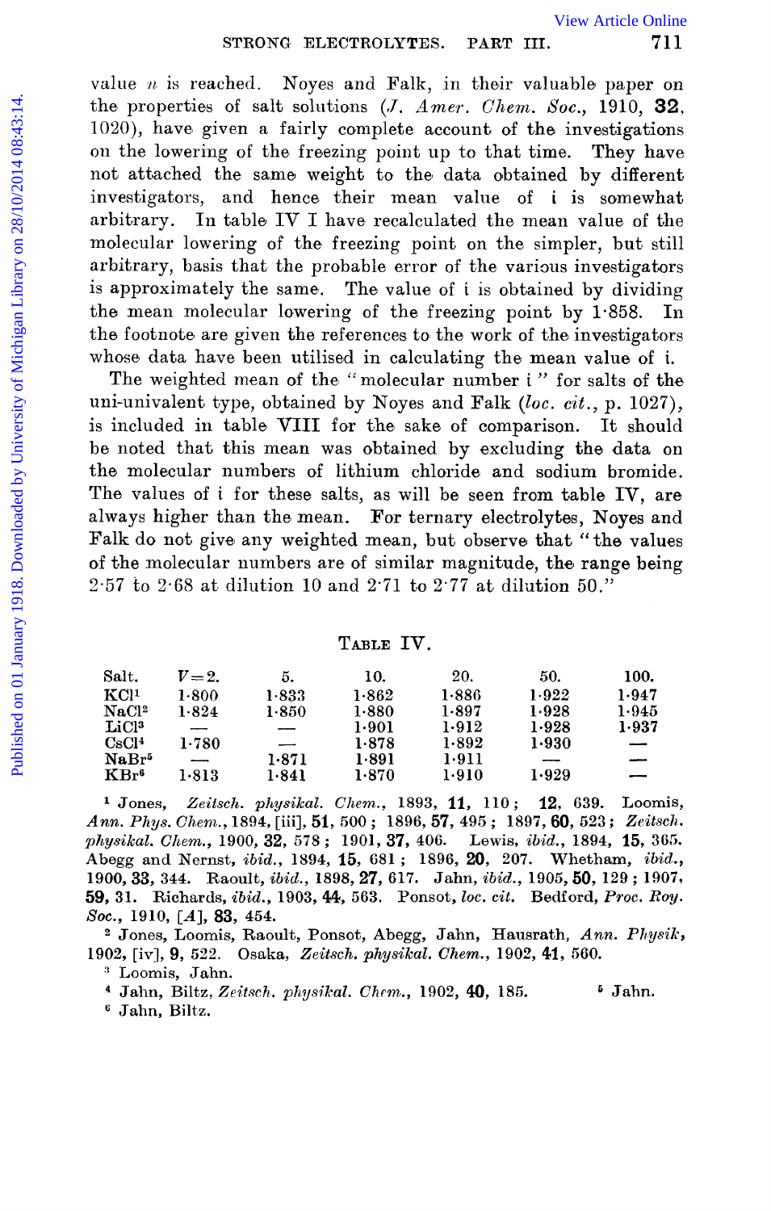value *n* is reached. Noyes and Falk, in their valuable paper on the properties of salt solutions (*J. Amer. Chem. Soc.*, 1910, **32**, 1020), have given a fairly complete account of the investigations on the lowering of the freezing point up to that time. They have not attached the same weight to the data obtained by different investigators, and hence their mean value of i is somewhat arbitrary. In table IV I have recalculated the mean value of the molecular lowering of the freezing point on the simpler, but still arbitrary, basis that the probable error of the various investigators is approximately the same. The value of i is obtained by dividing the mean molecular lowering of the freezing point by 1·858. In the footnote are given the references to the work of the investigators whose data have been utilised in calculating the mean value of i.

The weighted mean of the "molecular number i" for salts of the uni-univalent type, obtained by Noyes and Falk (*loc. cit.*, p. 1027), is included in table VIII for the sake of comparison. It should be noted that this mean was obtained by excluding the data on the molecular numbers of lithium chloride and sodium bromide. The values of i for these salts, as will be seen from table IV, are always higher than the mean. For ternary electrolytes, Noyes and Falk do not give any weighted mean, but observe that "the values of the molecular numbers are of similar magnitude, the range being 2·57 to 2·68 at dilution 10 and 2·71 to 2·77 at dilution 50."

Table IV.

| Salt. | $V=2$. | 5. | 10. | 20. | 50. | 100. |
|---|---|---|---|---|---|---|
| KCl[1] | 1·800 | 1·833 | 1·862 | 1·886 | 1·922 | 1·947 |
| NaCl[2] | 1·824 | 1·850 | 1·880 | 1·897 | 1·928 | 1·945 |
| LiCl[3] | — | — | 1·901 | 1·912 | 1·928 | 1·937 |
| CsCl[4] | 1·780 | — | 1·878 | 1·892 | 1·930 | — |
| NaBr[5] | — | 1·871 | 1·891 | 1·911 | — | — |
| KBr[6] | 1·813 | 1·841 | 1·870 | 1·910 | 1·929 | — |

[1] Jones, *Zeitsch. physikal. Chem.*, 1893, **11**, 110; **12**, 639. Loomis, *Ann. Phys. Chem.*, 1894, [iii], **51**, 500; 1896, **57**, 495; 1897, **60**, 523; *Zeitsch. physikal. Chem.*, 1900, **32**, 578; 1901, **37**, 406. Lewis, *ibid.*, 1894, **15**, 365. Abegg and Nernst, *ibid.*, 1894, **15**, 681; 1896, **20**, 207. Whetham, *ibid.*, 1900, **33**, 344. Raoult, *ibid.*, 1898, **27**, 617. Jahn, *ibid.*, 1905, **50**, 129; 1907, **59**, 31. Richards, *ibid.*, 1903, **44**, 563. Ponsot, *loc. cit.* Bedford, *Proc. Roy. Soc.*, 1910, [*A*], **83**, 454.

[2] Jones, Loomis, Raoult, Ponsot, Abegg, Jahn, Hausrath, *Ann. Physik*, 1902, [iv], **9**, 522. Osaka, *Zeitsch. physikal. Chem.*, 1902, **41**, 560.

[3] Loomis, Jahn.

[4] Jahn, Biltz, *Zeitsch. physikal. Chem.*, 1902, **40**, 185.

[5] Jahn.

[6] Jahn, Biltz.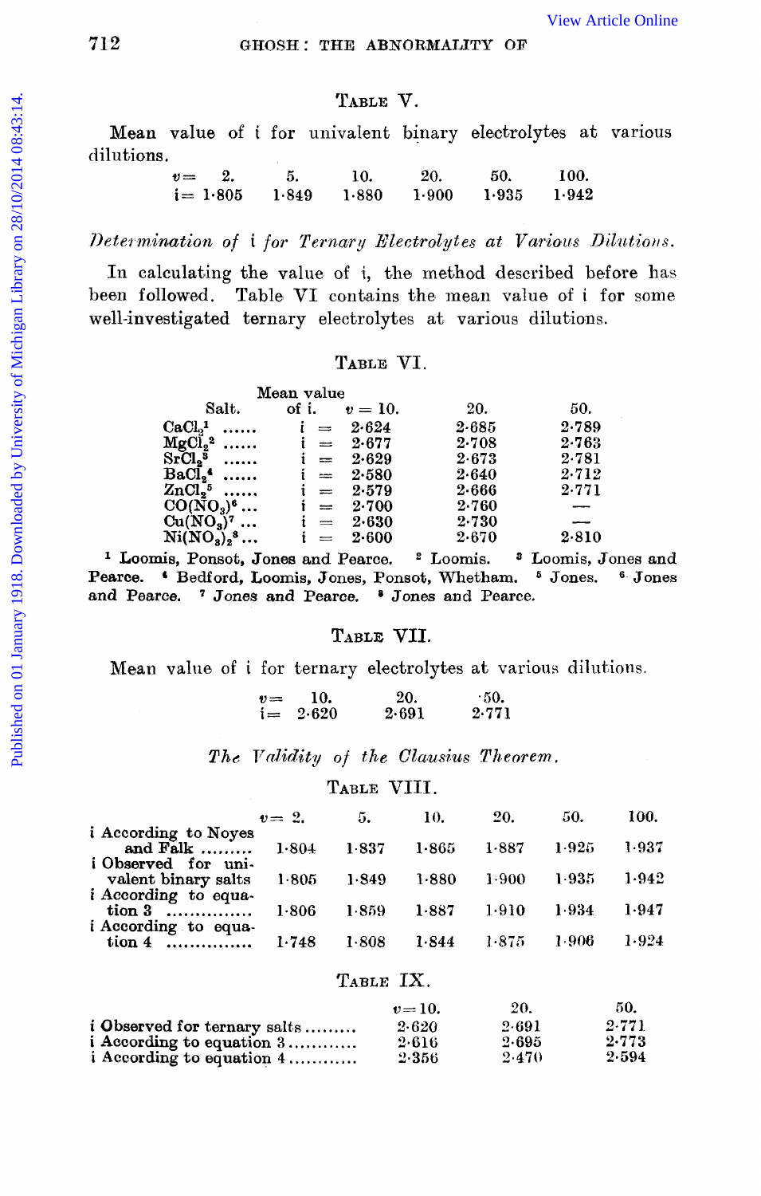TABLE V.

Mean value of i for univalent binary electrolytes at various dilutions.

| $v =$ | 2. | 5. | 10. | 20. | 50. | 100. |
|---|---|---|---|---|---|---|
| i = | 1·805 | 1·849 | 1·880 | 1·900 | 1·935 | 1·942 |

*Determination of* i *for Ternary Electrolytes at Various Dilutions.*

In calculating the value of i, the method described before has been followed. Table VI contains the mean value of i for some well-investigated ternary electrolytes at various dilutions.

TABLE VI.

| Salt. | Mean value of i. | $v = 10.$ | 20. | 50. |
|---|---|---|---|---|
| $CaCl_2$[1] ...... | i = | 2·624 | 2·685 | 2·789 |
| $MgCl_2$[2] ...... | i = | 2·677 | 2·708 | 2·763 |
| $SrCl_2$[3] ...... | i = | 2·629 | 2·673 | 2·781 |
| $BaCl_2$[4] ...... | i = | 2·580 | 2·640 | 2·712 |
| $ZnCl_2$[5] ...... | i = | 2·579 | 2·666 | 2·771 |
| $CO(NO_3)$[6] ... | i = | 2·700 | 2·760 | — |
| $Cu(NO_3)$[7] ... | i = | 2·630 | 2·730 | — |
| $Ni(NO_3)_2$[8] ... | i = | 2·600 | 2·670 | 2·810 |

[1] Loomis, Ponsot, Jones and Pearce. [2] Loomis. [3] Loomis, Jones and Pearce. [4] Bedford, Loomis, Jones, Ponsot, Whetham. [5] Jones. [6] Jones and Pearce. [7] Jones and Pearce. [8] Jones and Pearce.

TABLE VII.

Mean value of i for ternary electrolytes at various dilutions.

| $v =$ | 10. | 20. | 50. |
|---|---|---|---|
| i = | 2·620 | 2·691 | 2·771 |

*The Validity of the Clausius Theorem.*

TABLE VIII.

| | $v =$ 2. | 5. | 10. | 20. | 50. | 100. |
|---|---|---|---|---|---|---|
| i According to Noyes and Falk ......... | 1·804 | 1·837 | 1·865 | 1·887 | 1·925 | 1·937 |
| i Observed for univalent binary salts | 1·805 | 1·849 | 1·880 | 1·900 | 1·935 | 1·942 |
| i According to equation 3 ............... | 1·806 | 1·859 | 1·887 | 1·910 | 1·934 | 1·947 |
| i According to equation 4 ............... | 1·748 | 1·808 | 1·844 | 1·875 | 1·906 | 1·924 |

TABLE IX.

| | $v = 10.$ | 20. | 50. |
|---|---|---|---|
| i Observed for ternary salts ......... | 2·620 | 2·691 | 2·771 |
| i According to equation 3 ............ | 2·616 | 2·695 | 2·773 |
| i According to equation 4 ............ | 2·356 | 2·470 | 2·594 |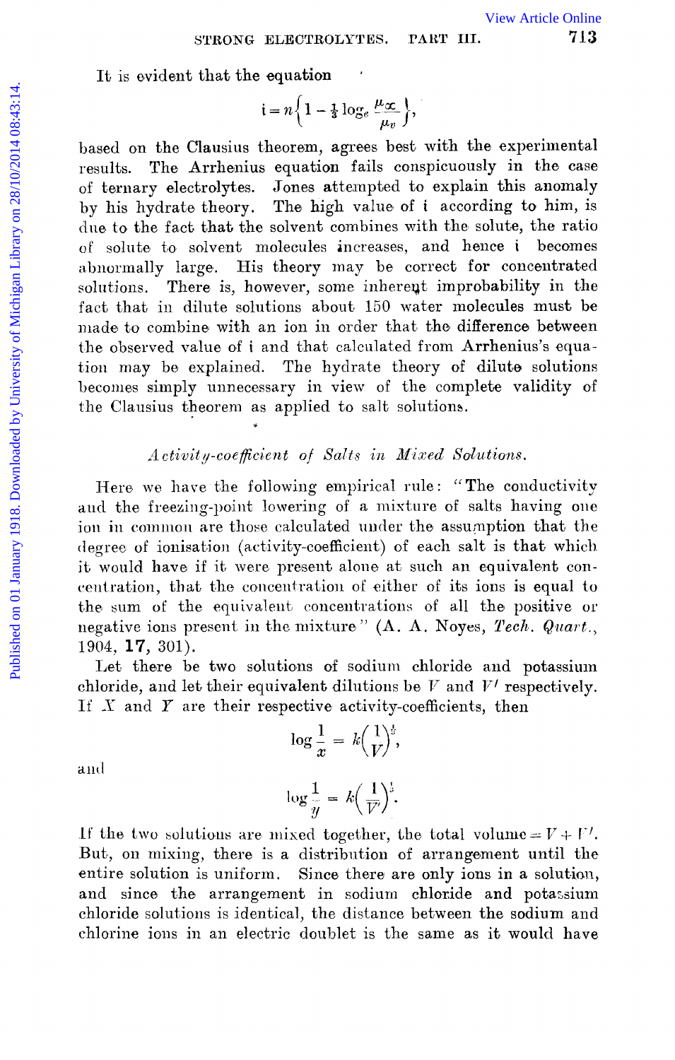It is evident that the equation

$$i = n\left\{1 - \tfrac{1}{3}\log_e \frac{\mu_x}{\mu_v}\right\},$$

based on the Clausius theorem, agrees best with the experimental results. The Arrhenius equation fails conspicuously in the case of ternary electrolytes. Jones attempted to explain this anomaly by his hydrate theory. The high value of i according to him, is due to the fact that the solvent combines with the solute, the ratio of solute to solvent molecules increases, and hence i becomes abnormally large. His theory may be correct for concentrated solutions. There is, however, some inherent improbability in the fact that in dilute solutions about 150 water molecules must be made to combine with an ion in order that the difference between the observed value of i and that calculated from Arrhenius's equation may be explained. The hydrate theory of dilute solutions becomes simply unnecessary in view of the complete validity of the Clausius theorem as applied to salt solutions.

### *Activity-coefficient of Salts in Mixed Solutions.*

Here we have the following empirical rule: "The conductivity and the freezing-point lowering of a mixture of salts having one ion in common are those calculated under the assumption that the degree of ionisation (activity-coefficient) of each salt is that which it would have if it were present alone at such an equivalent concentration, that the concentration of either of its ions is equal to the sum of the equivalent concentrations of all the positive or negative ions present in the mixture" (A. A. Noyes, *Tech. Quart.*, 1904, **17**, 301).

Let there be two solutions of sodium chloride and potassium chloride, and let their equivalent dilutions be $V$ and $V'$ respectively. If $X$ and $Y$ are their respective activity-coefficients, then

$$\log\frac{1}{x} = k\left(\frac{1}{V}\right)^{\frac{1}{3}},$$

and

$$\log\frac{1}{y} = k\left(\frac{1}{V'}\right)^{\frac{1}{3}}.$$

If the two solutions are mixed together, the total volume $= V + V'$. But, on mixing, there is a distribution of arrangement until the entire solution is uniform. Since there are only ions in a solution, and since the arrangement in sodium chloride and potassium chloride solutions is identical, the distance between the sodium and chlorine ions in an electric doublet is the same as it would have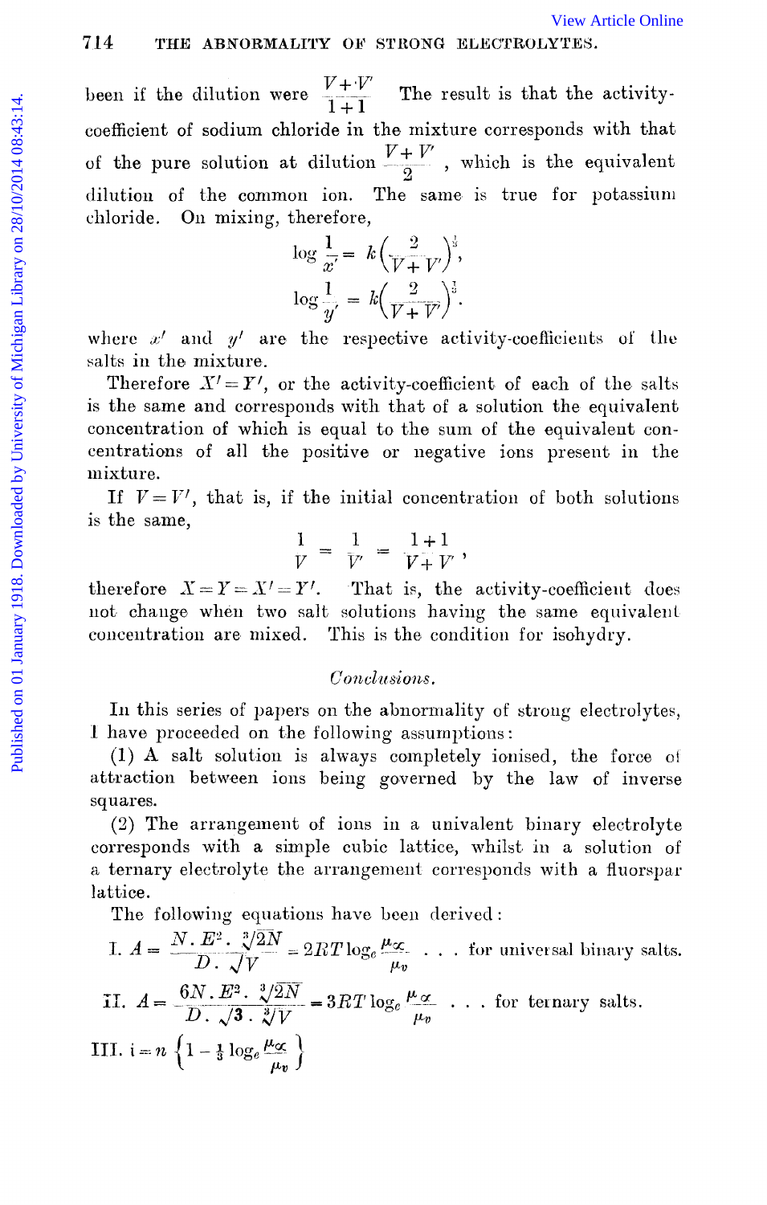been if the dilution were $\frac{V+V'}{1+1}$ The result is that the activity-coefficient of sodium chloride in the mixture corresponds with that of the pure solution at dilution $\frac{V+V'}{2}$, which is the equivalent dilution of the common ion. The same is true for potassium chloride. On mixing, therefore,

$$\log \frac{1}{x'} = k\left(\frac{2}{V+V'}\right)^{\frac{1}{3}},$$

$$\log \frac{1}{y'} = k\left(\frac{2}{V+V'}\right)^{\frac{1}{3}}.$$

where $x'$ and $y'$ are the respective activity-coefficients of the salts in the mixture.

Therefore $X' = Y'$, or the activity-coefficient of each of the salts is the same and corresponds with that of a solution the equivalent concentration of which is equal to the sum of the equivalent concentrations of all the positive or negative ions present in the mixture.

If $V = V'$, that is, if the initial concentration of both solutions is the same,

$$\frac{1}{V} = \frac{1}{V'} = \frac{1+1}{V+V'},$$

therefore $X = Y = X' = Y'$. That is, the activity-coefficient does not change when two salt solutions having the same equivalent concentration are mixed. This is the condition for isohydry.

### *Conclusions.*

In this series of papers on the abnormality of strong electrolytes, I have proceeded on the following assumptions:

(1) A salt solution is always completely ionised, the force of attraction between ions being governed by the law of inverse squares.

(2) The arrangement of ions in a univalent binary electrolyte corresponds with a simple cubic lattice, whilst in a solution of a ternary electrolyte the arrangement corresponds with a fluorspar lattice.

The following equations have been derived:

I. $A = \frac{N \cdot E^2 \cdot \sqrt[3]{2N}}{D \cdot \sqrt[3]{V}} = 2RT \log_e \frac{\mu_\infty}{\mu_v}$ . . . for universal binary salts.

II. $A = \frac{6N \cdot E^2 \cdot \sqrt[3]{2N}}{D \cdot \sqrt{3} \cdot \sqrt[3]{V}} = 3RT \log_e \frac{\mu_\infty}{\mu_v}$ . . . for ternary salts.

III. $i = n\left\{1 - \frac{1}{3} \log_e \frac{\mu_\infty}{\mu_v}\right\}$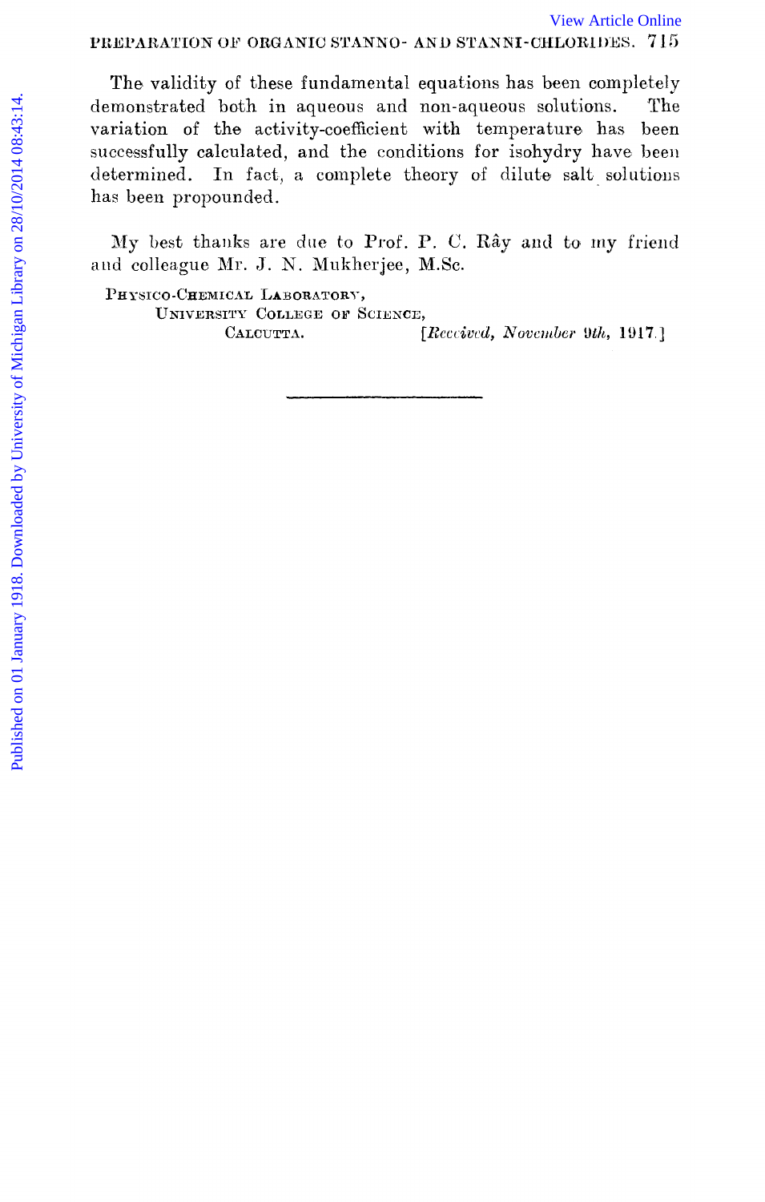The validity of these fundamental equations has been completely demonstrated both in aqueous and non-aqueous solutions. The variation of the activity-coefficient with temperature has been successfully calculated, and the conditions for isohydry have been determined. In fact, a complete theory of dilute salt solutions has been propounded.

My best thanks are due to Prof. P. C. Rây and to my friend and colleague Mr. J. N. Mukherjee, M.Sc.

Physico-Chemical Laboratory,
University College of Science,
Calcutta.

[*Received, November 9th*, 1917.]